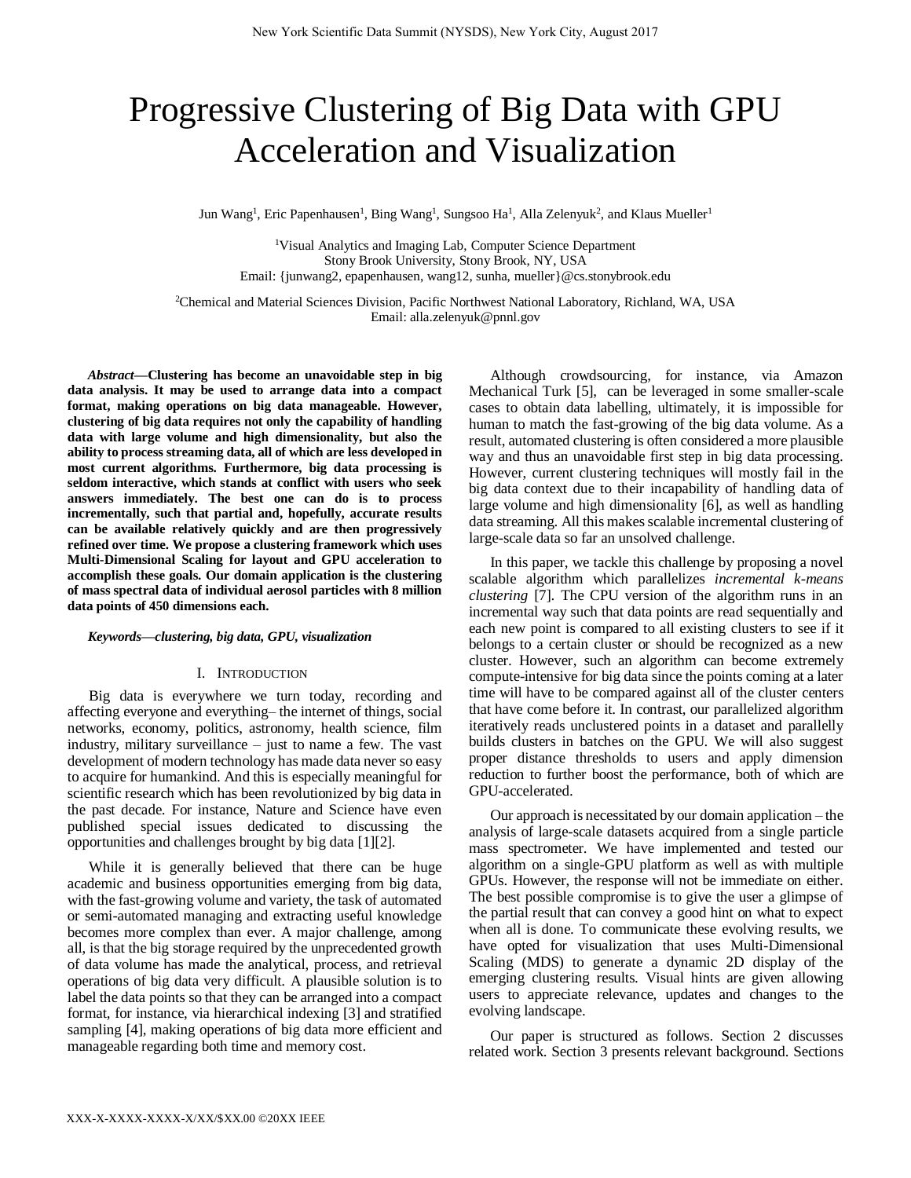# Progressive Clustering of Big Data with GPU Acceleration and Visualization

Jun Wang[1], Eric Papenhausen[1], Bing Wang[1], Sungsoo Ha[1], Alla Zelenyuk[2], and Klaus Mueller[1]

[1]Visual Analytics and Imaging Lab, Computer Science Department
Stony Brook University, Stony Brook, NY, USA
Email: {junwang2, epapenhausen, wang12, sunha, mueller}@cs.stonybrook.edu

[2]Chemical and Material Sciences Division, Pacific Northwest National Laboratory, Richland, WA, USA
Email: alla.zelenyuk@pnnl.gov

***Abstract*—Clustering has become an unavoidable step in big data analysis. It may be used to arrange data into a compact format, making operations on big data manageable. However, clustering of big data requires not only the capability of handling data with large volume and high dimensionality, but also the ability to process streaming data, all of which are less developed in most current algorithms. Furthermore, big data processing is seldom interactive, which stands at conflict with users who seek answers immediately. The best one can do is to process incrementally, such that partial and, hopefully, accurate results can be available relatively quickly and are then progressively refined over time. We propose a clustering framework which uses Multi-Dimensional Scaling for layout and GPU acceleration to accomplish these goals. Our domain application is the clustering of mass spectral data of individual aerosol particles with 8 million data points of 450 dimensions each.**

***Keywords—clustering, big data, GPU, visualization***

## I. Introduction

Big data is everywhere we turn today, recording and affecting everyone and everything– the internet of things, social networks, economy, politics, astronomy, health science, film industry, military surveillance – just to name a few. The vast development of modern technology has made data never so easy to acquire for humankind. And this is especially meaningful for scientific research which has been revolutionized by big data in the past decade. For instance, Nature and Science have even published special issues dedicated to discussing the opportunities and challenges brought by big data [1][2].

While it is generally believed that there can be huge academic and business opportunities emerging from big data, with the fast-growing volume and variety, the task of automated or semi-automated managing and extracting useful knowledge becomes more complex than ever. A major challenge, among all, is that the big storage required by the unprecedented growth of data volume has made the analytical, process, and retrieval operations of big data very difficult. A plausible solution is to label the data points so that they can be arranged into a compact format, for instance, via hierarchical indexing [3] and stratified sampling [4], making operations of big data more efficient and manageable regarding both time and memory cost.

Although crowdsourcing, for instance, via Amazon Mechanical Turk [5], can be leveraged in some smaller-scale cases to obtain data labelling, ultimately, it is impossible for human to match the fast-growing of the big data volume. As a result, automated clustering is often considered a more plausible way and thus an unavoidable first step in big data processing. However, current clustering techniques will mostly fail in the big data context due to their incapability of handling data of large volume and high dimensionality [6], as well as handling data streaming. All this makes scalable incremental clustering of large-scale data so far an unsolved challenge.

In this paper, we tackle this challenge by proposing a novel scalable algorithm which parallelizes *incremental k-means clustering* [7]. The CPU version of the algorithm runs in an incremental way such that data points are read sequentially and each new point is compared to all existing clusters to see if it belongs to a certain cluster or should be recognized as a new cluster. However, such an algorithm can become extremely compute-intensive for big data since the points coming at a later time will have to be compared against all of the cluster centers that have come before it. In contrast, our parallelized algorithm iteratively reads unclustered points in a dataset and parallelly builds clusters in batches on the GPU. We will also suggest proper distance thresholds to users and apply dimension reduction to further boost the performance, both of which are GPU-accelerated.

Our approach is necessitated by our domain application – the analysis of large-scale datasets acquired from a single particle mass spectrometer. We have implemented and tested our algorithm on a single-GPU platform as well as with multiple GPUs. However, the response will not be immediate on either. The best possible compromise is to give the user a glimpse of the partial result that can convey a good hint on what to expect when all is done. To communicate these evolving results, we have opted for visualization that uses Multi-Dimensional Scaling (MDS) to generate a dynamic 2D display of the emerging clustering results. Visual hints are given allowing users to appreciate relevance, updates and changes to the evolving landscape.

Our paper is structured as follows. Section 2 discusses related work. Section 3 presents relevant background. Sections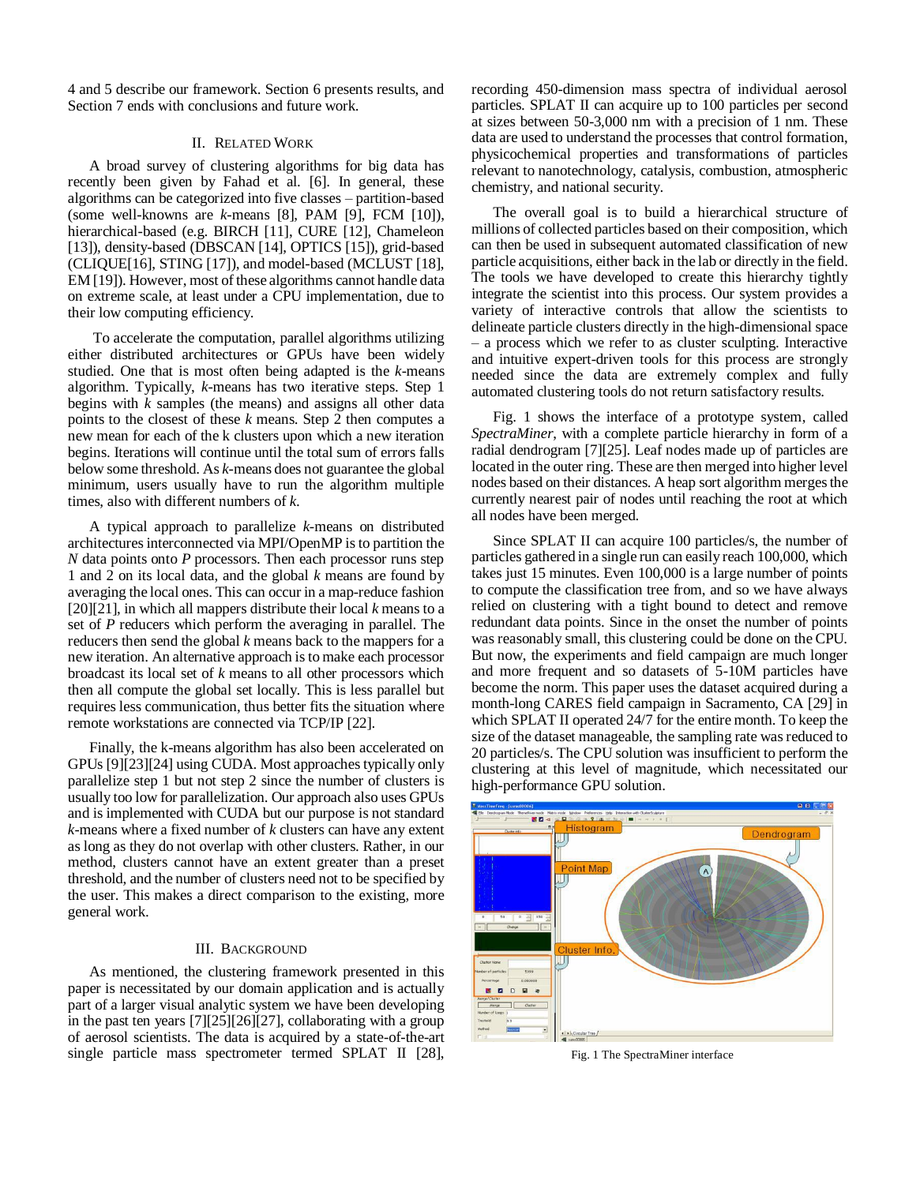4 and 5 describe our framework. Section 6 presents results, and Section 7 ends with conclusions and future work.

## II. Related Work

A broad survey of clustering algorithms for big data has recently been given by Fahad et al. [6]. In general, these algorithms can be categorized into five classes – partition-based (some well-knowns are *k*-means [8], PAM [9], FCM [10]), hierarchical-based (e.g. BIRCH [11], CURE [12], Chameleon [13]), density-based (DBSCAN [14], OPTICS [15]), grid-based (CLIQUE[16], STING [17]), and model-based (MCLUST [18], EM [19]). However, most of these algorithms cannot handle data on extreme scale, at least under a CPU implementation, due to their low computing efficiency.

To accelerate the computation, parallel algorithms utilizing either distributed architectures or GPUs have been widely studied. One that is most often being adapted is the *k*-means algorithm. Typically, *k*-means has two iterative steps. Step 1 begins with *k* samples (the means) and assigns all other data points to the closest of these *k* means. Step 2 then computes a new mean for each of the k clusters upon which a new iteration begins. Iterations will continue until the total sum of errors falls below some threshold. As *k*-means does not guarantee the global minimum, users usually have to run the algorithm multiple times, also with different numbers of *k*.

A typical approach to parallelize *k*-means on distributed architectures interconnected via MPI/OpenMP is to partition the *N* data points onto *P* processors. Then each processor runs step 1 and 2 on its local data, and the global *k* means are found by averaging the local ones. This can occur in a map-reduce fashion [20][21], in which all mappers distribute their local *k* means to a set of *P* reducers which perform the averaging in parallel. The reducers then send the global *k* means back to the mappers for a new iteration. An alternative approach is to make each processor broadcast its local set of *k* means to all other processors which then all compute the global set locally. This is less parallel but requires less communication, thus better fits the situation where remote workstations are connected via TCP/IP [22].

Finally, the k-means algorithm has also been accelerated on GPUs [9][23][24] using CUDA. Most approaches typically only parallelize step 1 but not step 2 since the number of clusters is usually too low for parallelization. Our approach also uses GPUs and is implemented with CUDA but our purpose is not standard *k*-means where a fixed number of *k* clusters can have any extent as long as they do not overlap with other clusters. Rather, in our method, clusters cannot have an extent greater than a preset threshold, and the number of clusters need not to be specified by the user. This makes a direct comparison to the existing, more general work.

## III. Background

As mentioned, the clustering framework presented in this paper is necessitated by our domain application and is actually part of a larger visual analytic system we have been developing in the past ten years [7][25][26][27], collaborating with a group of aerosol scientists. The data is acquired by a state-of-the-art single particle mass spectrometer termed SPLAT II [28], recording 450-dimension mass spectra of individual aerosol particles. SPLAT II can acquire up to 100 particles per second at sizes between 50-3,000 nm with a precision of 1 nm. These data are used to understand the processes that control formation, physicochemical properties and transformations of particles relevant to nanotechnology, catalysis, combustion, atmospheric chemistry, and national security.

The overall goal is to build a hierarchical structure of millions of collected particles based on their composition, which can then be used in subsequent automated classification of new particle acquisitions, either back in the lab or directly in the field. The tools we have developed to create this hierarchy tightly integrate the scientist into this process. Our system provides a variety of interactive controls that allow the scientists to delineate particle clusters directly in the high-dimensional space – a process which we refer to as cluster sculpting. Interactive and intuitive expert-driven tools for this process are strongly needed since the data are extremely complex and fully automated clustering tools do not return satisfactory results.

Fig. 1 shows the interface of a prototype system, called *SpectraMiner*, with a complete particle hierarchy in form of a radial dendrogram [7][25]. Leaf nodes made up of particles are located in the outer ring. These are then merged into higher level nodes based on their distances. A heap sort algorithm merges the currently nearest pair of nodes until reaching the root at which all nodes have been merged.

Since SPLAT II can acquire 100 particles/s, the number of particles gathered in a single run can easily reach 100,000, which takes just 15 minutes. Even 100,000 is a large number of points to compute the classification tree from, and so we have always relied on clustering with a tight bound to detect and remove redundant data points. Since in the onset the number of points was reasonably small, this clustering could be done on the CPU. But now, the experiments and field campaign are much longer and more frequent and so datasets of 5-10M particles have become the norm. This paper uses the dataset acquired during a month-long CARES field campaign in Sacramento, CA [29] in which SPLAT II operated 24/7 for the entire month. To keep the size of the dataset manageable, the sampling rate was reduced to 20 particles/s. The CPU solution was insufficient to perform the clustering at this level of magnitude, which necessitated our high-performance GPU solution.

Fig. 1 The SpectraMiner interface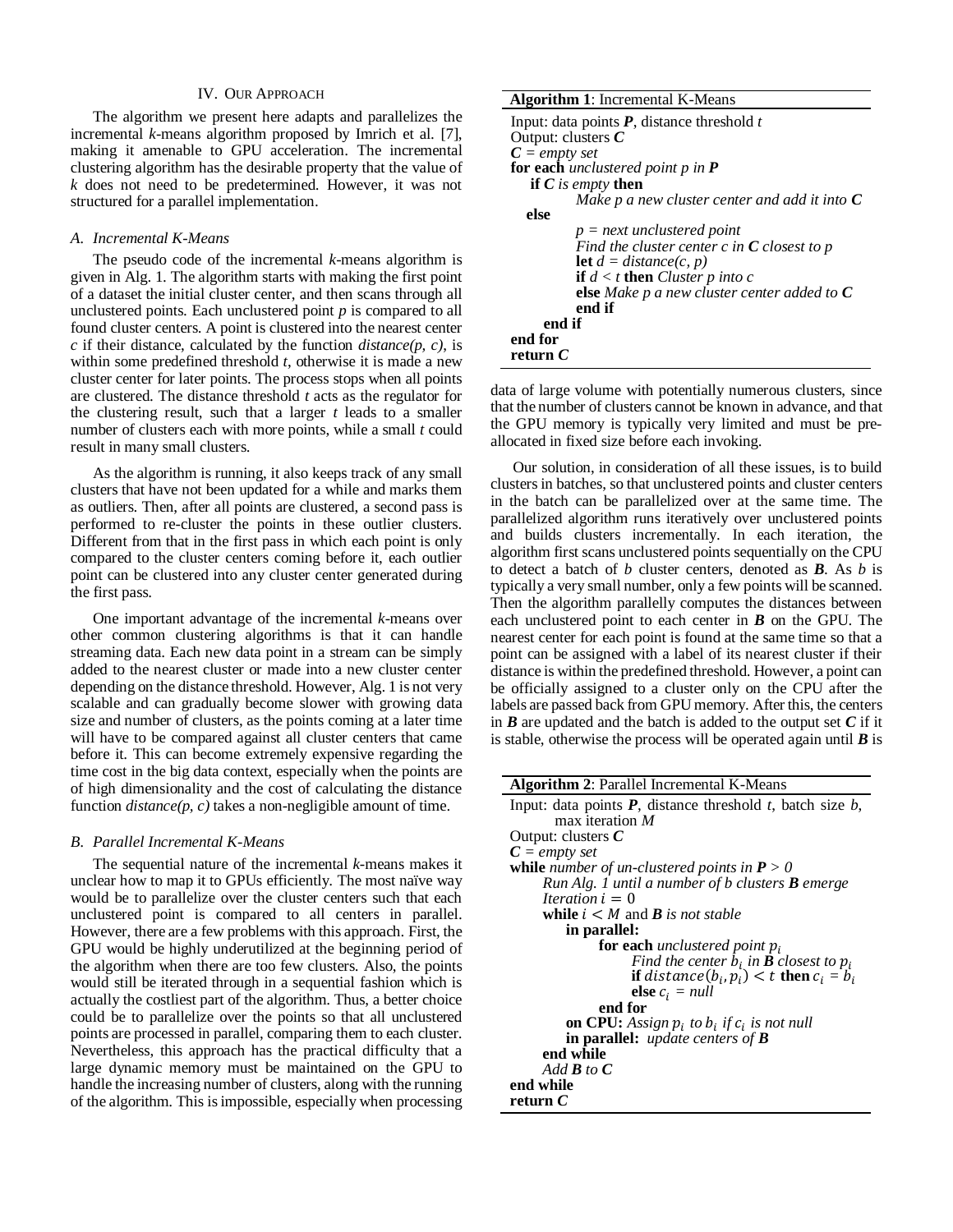## IV. Our Approach

The algorithm we present here adapts and parallelizes the incremental *k*-means algorithm proposed by Imrich et al. [7], making it amenable to GPU acceleration. The incremental clustering algorithm has the desirable property that the value of *k* does not need to be predetermined. However, it was not structured for a parallel implementation.

### *A. Incremental K-Means*

The pseudo code of the incremental *k*-means algorithm is given in Alg. 1. The algorithm starts with making the first point of a dataset the initial cluster center, and then scans through all unclustered points. Each unclustered point *p* is compared to all found cluster centers. A point is clustered into the nearest center *c* if their distance, calculated by the function *distance(p, c)*, is within some predefined threshold *t*, otherwise it is made a new cluster center for later points. The process stops when all points are clustered. The distance threshold *t* acts as the regulator for the clustering result, such that a larger *t* leads to a smaller number of clusters each with more points, while a small *t* could result in many small clusters.

As the algorithm is running, it also keeps track of any small clusters that have not been updated for a while and marks them as outliers. Then, after all points are clustered, a second pass is performed to re-cluster the points in these outlier clusters. Different from that in the first pass in which each point is only compared to the cluster centers coming before it, each outlier point can be clustered into any cluster center generated during the first pass.

One important advantage of the incremental *k*-means over other common clustering algorithms is that it can handle streaming data. Each new data point in a stream can be simply added to the nearest cluster or made into a new cluster center depending on the distance threshold. However, Alg. 1 is not very scalable and can gradually become slower with growing data size and number of clusters, as the points coming at a later time will have to be compared against all cluster centers that came before it. This can become extremely expensive regarding the time cost in the big data context, especially when the points are of high dimensionality and the cost of calculating the distance function *distance(p, c)* takes a non-negligible amount of time.

**Algorithm 1**: Incremental K-Means

```
Input: data points P, distance threshold t
Output: clusters C
C = empty set
for each unclustered point p in P
    if C is empty then
        Make p a new cluster center and add it into C
    else
        p = next unclustered point
        Find the cluster center c in C closest to p
        let d = distance(c, p)
        if d < t then Cluster p into c
        else Make p a new cluster center added to C
        end if
    end if
end for
return C
```

### *B. Parallel Incremental K-Means*

The sequential nature of the incremental *k*-means makes it unclear how to map it to GPUs efficiently. The most naïve way would be to parallelize over the cluster centers such that each unclustered point is compared to all centers in parallel. However, there are a few problems with this approach. First, the GPU would be highly underutilized at the beginning period of the algorithm when there are too few clusters. Also, the points would still be iterated through in a sequential fashion which is actually the costliest part of the algorithm. Thus, a better choice could be to parallelize over the points so that all unclustered points are processed in parallel, comparing them to each cluster. Nevertheless, this approach has the practical difficulty that a large dynamic memory must be maintained on the GPU to handle the increasing number of clusters, along with the running of the algorithm. This is impossible, especially when processing data of large volume with potentially numerous clusters, since that the number of clusters cannot be known in advance, and that the GPU memory is typically very limited and must be pre-allocated in fixed size before each invoking.

Our solution, in consideration of all these issues, is to build clusters in batches, so that unclustered points and cluster centers in the batch can be parallelized over at the same time. The parallelized algorithm runs iteratively over unclustered points and builds clusters incrementally. In each iteration, the algorithm first scans unclustered points sequentially on the CPU to detect a batch of *b* cluster centers, denoted as ***B***. As *b* is typically a very small number, only a few points will be scanned. Then the algorithm parallelly computes the distances between each unclustered point to each center in ***B*** on the GPU. The nearest center for each point is found at the same time so that a point can be assigned with a label of its nearest cluster if their distance is within the predefined threshold. However, a point can be officially assigned to a cluster only on the CPU after the labels are passed back from GPU memory. After this, the centers in ***B*** are updated and the batch is added to the output set ***C*** if it is stable, otherwise the process will be operated again until ***B*** is

**Algorithm 2**: Parallel Incremental K-Means

```
Input: data points P, distance threshold t, batch size b,
       max iteration M
Output: clusters C
C = empty set
while number of un-clustered points in P > 0
    Run Alg. 1 until a number of b clusters B emerge
    Iteration i = 0
    while i < M and B is not stable
        in parallel:
            for each unclustered point p_i
                Find the center b_i in B closest to p_i
                if distance(b_i, p_i) < t then c_i = b_i
                else c_i = null
            end for
        on CPU: Assign p_i to b_i if c_i is not null
        in parallel: update centers of B
    end while
    Add B to C
end while
return C
```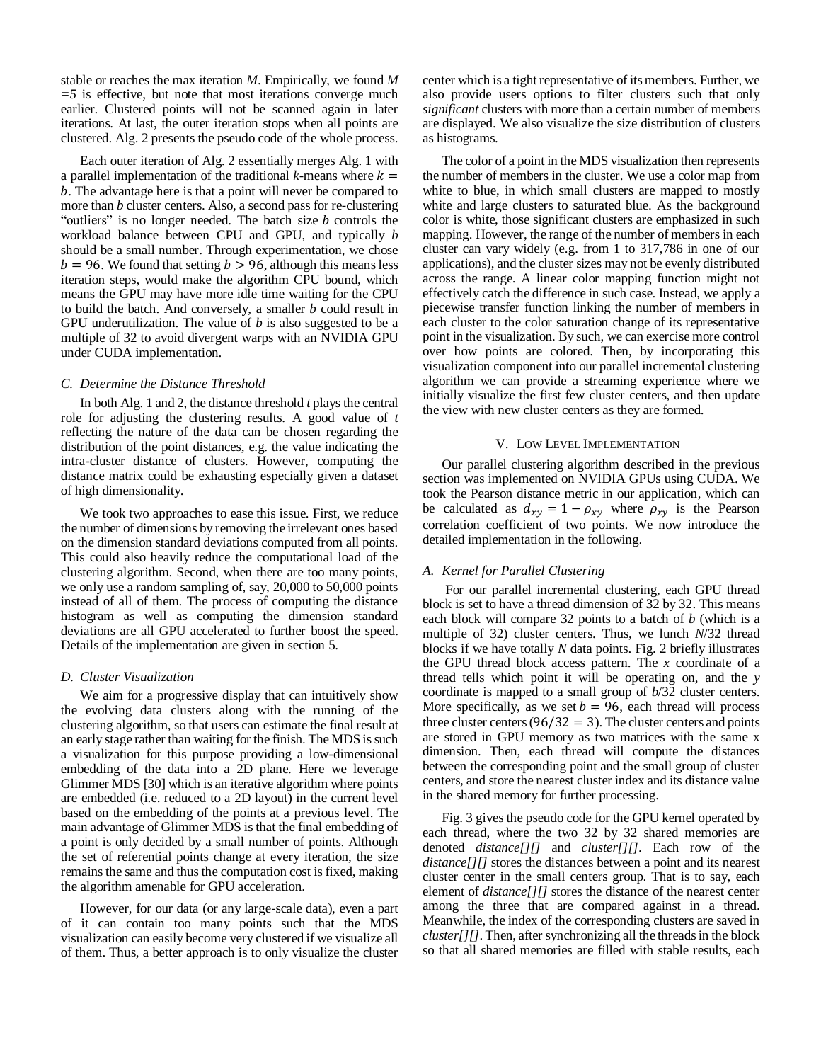stable or reaches the max iteration *M*. Empirically, we found *M =5* is effective, but note that most iterations converge much earlier. Clustered points will not be scanned again in later iterations. At last, the outer iteration stops when all points are clustered. Alg. 2 presents the pseudo code of the whole process.

Each outer iteration of Alg. 2 essentially merges Alg. 1 with a parallel implementation of the traditional *k*-means where $k = b$. The advantage here is that a point will never be compared to more than *b* cluster centers. Also, a second pass for re-clustering "outliers" is no longer needed. The batch size *b* controls the workload balance between CPU and GPU, and typically *b* should be a small number. Through experimentation, we chose $b = 96$. We found that setting $b > 96$, although this means less iteration steps, would make the algorithm CPU bound, which means the GPU may have more idle time waiting for the CPU to build the batch. And conversely, a smaller *b* could result in GPU underutilization. The value of *b* is also suggested to be a multiple of 32 to avoid divergent warps with an NVIDIA GPU under CUDA implementation.

### C. Determine the Distance Threshold

In both Alg. 1 and 2, the distance threshold *t* plays the central role for adjusting the clustering results. A good value of *t* reflecting the nature of the data can be chosen regarding the distribution of the point distances, e.g. the value indicating the intra-cluster distance of clusters. However, computing the distance matrix could be exhausting especially given a dataset of high dimensionality.

We took two approaches to ease this issue. First, we reduce the number of dimensions by removing the irrelevant ones based on the dimension standard deviations computed from all points. This could also heavily reduce the computational load of the clustering algorithm. Second, when there are too many points, we only use a random sampling of, say, 20,000 to 50,000 points instead of all of them. The process of computing the distance histogram as well as computing the dimension standard deviations are all GPU accelerated to further boost the speed. Details of the implementation are given in section 5.

### D. Cluster Visualization

We aim for a progressive display that can intuitively show the evolving data clusters along with the running of the clustering algorithm, so that users can estimate the final result at an early stage rather than waiting for the finish. The MDS is such a visualization for this purpose providing a low-dimensional embedding of the data into a 2D plane. Here we leverage Glimmer MDS [30] which is an iterative algorithm where points are embedded (i.e. reduced to a 2D layout) in the current level based on the embedding of the points at a previous level. The main advantage of Glimmer MDS is that the final embedding of a point is only decided by a small number of points. Although the set of referential points change at every iteration, the size remains the same and thus the computation cost is fixed, making the algorithm amenable for GPU acceleration.

However, for our data (or any large-scale data), even a part of it can contain too many points such that the MDS visualization can easily become very clustered if we visualize all of them. Thus, a better approach is to only visualize the cluster center which is a tight representative of its members. Further, we also provide users options to filter clusters such that only *significant* clusters with more than a certain number of members are displayed. We also visualize the size distribution of clusters as histograms.

The color of a point in the MDS visualization then represents the number of members in the cluster. We use a color map from white to blue, in which small clusters are mapped to mostly white and large clusters to saturated blue. As the background color is white, those significant clusters are emphasized in such mapping. However, the range of the number of members in each cluster can vary widely (e.g. from 1 to 317,786 in one of our applications), and the cluster sizes may not be evenly distributed across the range. A linear color mapping function might not effectively catch the difference in such case. Instead, we apply a piecewise transfer function linking the number of members in each cluster to the color saturation change of its representative point in the visualization. By such, we can exercise more control over how points are colored. Then, by incorporating this visualization component into our parallel incremental clustering algorithm we can provide a streaming experience where we initially visualize the first few cluster centers, and then update the view with new cluster centers as they are formed.

## V. Low Level Implementation

Our parallel clustering algorithm described in the previous section was implemented on NVIDIA GPUs using CUDA. We took the Pearson distance metric in our application, which can be calculated as $d_{xy} = 1 - \rho_{xy}$ where $\rho_{xy}$ is the Pearson correlation coefficient of two points. We now introduce the detailed implementation in the following.

### A. Kernel for Parallel Clustering

For our parallel incremental clustering, each GPU thread block is set to have a thread dimension of 32 by 32. This means each block will compare 32 points to a batch of *b* (which is a multiple of 32) cluster centers. Thus, we lunch *N*/32 thread blocks if we have totally *N* data points. Fig. 2 briefly illustrates the GPU thread block access pattern. The *x* coordinate of a thread tells which point it will be operating on, and the *y* coordinate is mapped to a small group of *b*/32 cluster centers. More specifically, as we set $b = 96$, each thread will process three cluster centers ($96/32 = 3$). The cluster centers and points are stored in GPU memory as two matrices with the same x dimension. Then, each thread will compute the distances between the corresponding point and the small group of cluster centers, and store the nearest cluster index and its distance value in the shared memory for further processing.

Fig. 3 gives the pseudo code for the GPU kernel operated by each thread, where the two 32 by 32 shared memories are denoted *distance[][]* and *cluster[][]*. Each row of the *distance[][]* stores the distances between a point and its nearest cluster center in the small centers group. That is to say, each element of *distance[][]* stores the distance of the nearest center among the three that are compared against in a thread. Meanwhile, the index of the corresponding clusters are saved in *cluster[][]*. Then, after synchronizing all the threads in the block so that all shared memories are filled with stable results, each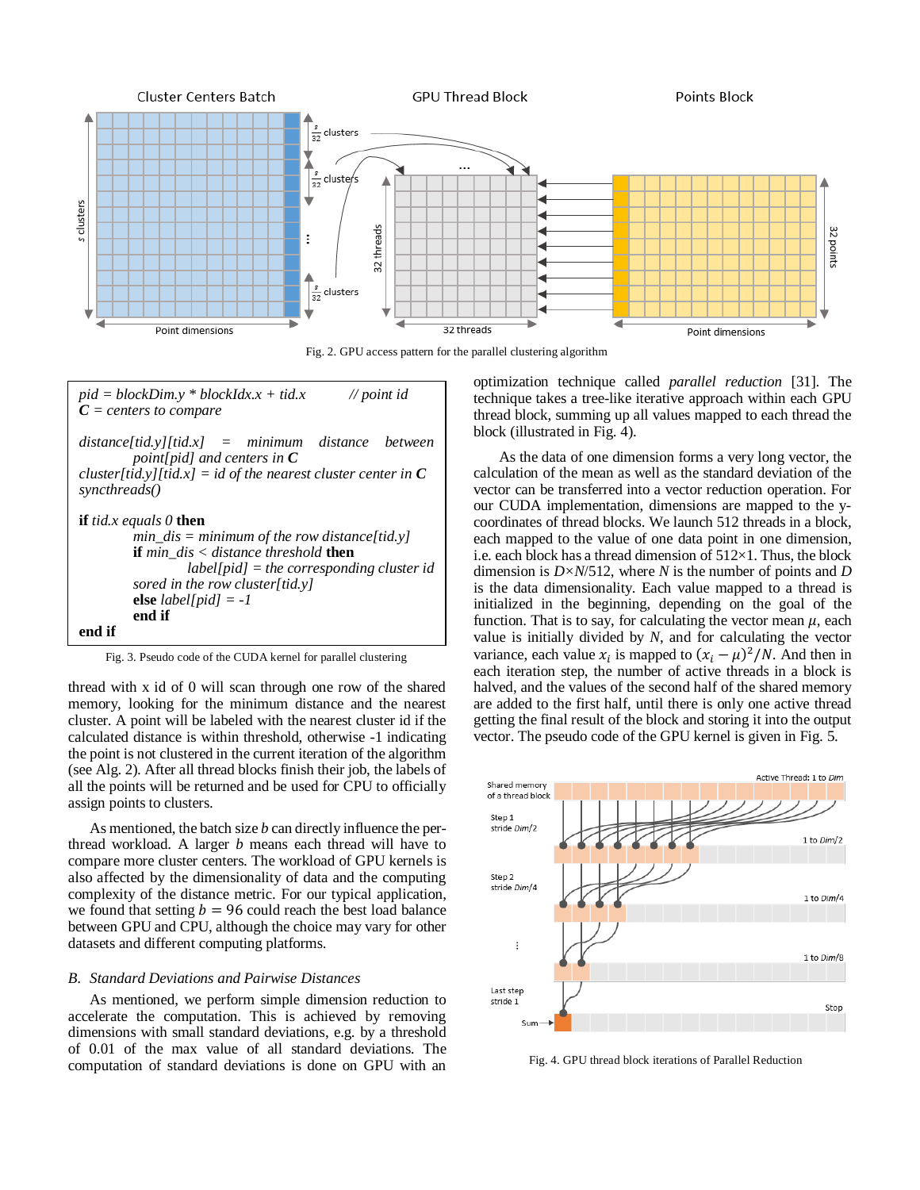Fig. 2. GPU access pattern for the parallel clustering algorithm

```
pid = blockDim.y * blockIdx.x + tid.x          // point id
C = centers to compare

distance[tid.y][tid.x] = minimum distance between
        point[pid] and centers in C
cluster[tid.y][tid.x] = id of the nearest cluster center in C
syncthreads()

if tid.x equals 0 then
        min_dis = minimum of the row distance[tid.y]
        if min_dis < distance threshold then
                label[pid] = the corresponding cluster id
        sored in the row cluster[tid.y]
        else label[pid] = -1
        end if
end if
```

Fig. 3. Pseudo code of the CUDA kernel for parallel clustering

thread with x id of 0 will scan through one row of the shared memory, looking for the minimum distance and the nearest cluster. A point will be labeled with the nearest cluster id if the calculated distance is within threshold, otherwise -1 indicating the point is not clustered in the current iteration of the algorithm (see Alg. 2). After all thread blocks finish their job, the labels of all the points will be returned and be used for CPU to officially assign points to clusters.

As mentioned, the batch size $b$ can directly influence the per-thread workload. A larger $b$ means each thread will have to compare more cluster centers. The workload of GPU kernels is also affected by the dimensionality of data and the computing complexity of the distance metric. For our typical application, we found that setting $b = 96$ could reach the best load balance between GPU and CPU, although the choice may vary for other datasets and different computing platforms.

### *B. Standard Deviations and Pairwise Distances*

As mentioned, we perform simple dimension reduction to accelerate the computation. This is achieved by removing dimensions with small standard deviations, e.g. by a threshold of 0.01 of the max value of all standard deviations. The computation of standard deviations is done on GPU with an optimization technique called *parallel reduction* [31]. The technique takes a tree-like iterative approach within each GPU thread block, summing up all values mapped to each thread the block (illustrated in Fig. 4).

As the data of one dimension forms a very long vector, the calculation of the mean as well as the standard deviation of the vector can be transferred into a vector reduction operation. For our CUDA implementation, dimensions are mapped to the y-coordinates of thread blocks. We launch 512 threads in a block, each mapped to the value of one data point in one dimension, i.e. each block has a thread dimension of 512×1. Thus, the block dimension is $D$×$N$/512, where $N$ is the number of points and $D$ is the data dimensionality. Each value mapped to a thread is initialized in the beginning, depending on the goal of the function. That is to say, for calculating the vector mean $\mu$, each value is initially divided by $N$, and for calculating the vector variance, each value $x_i$ is mapped to $(x_i - \mu)^2/N$. And then in each iteration step, the number of active threads in a block is halved, and the values of the second half of the shared memory are added to the first half, until there is only one active thread getting the final result of the block and storing it into the output vector. The pseudo code of the GPU kernel is given in Fig. 5.

Fig. 4. GPU thread block iterations of Parallel Reduction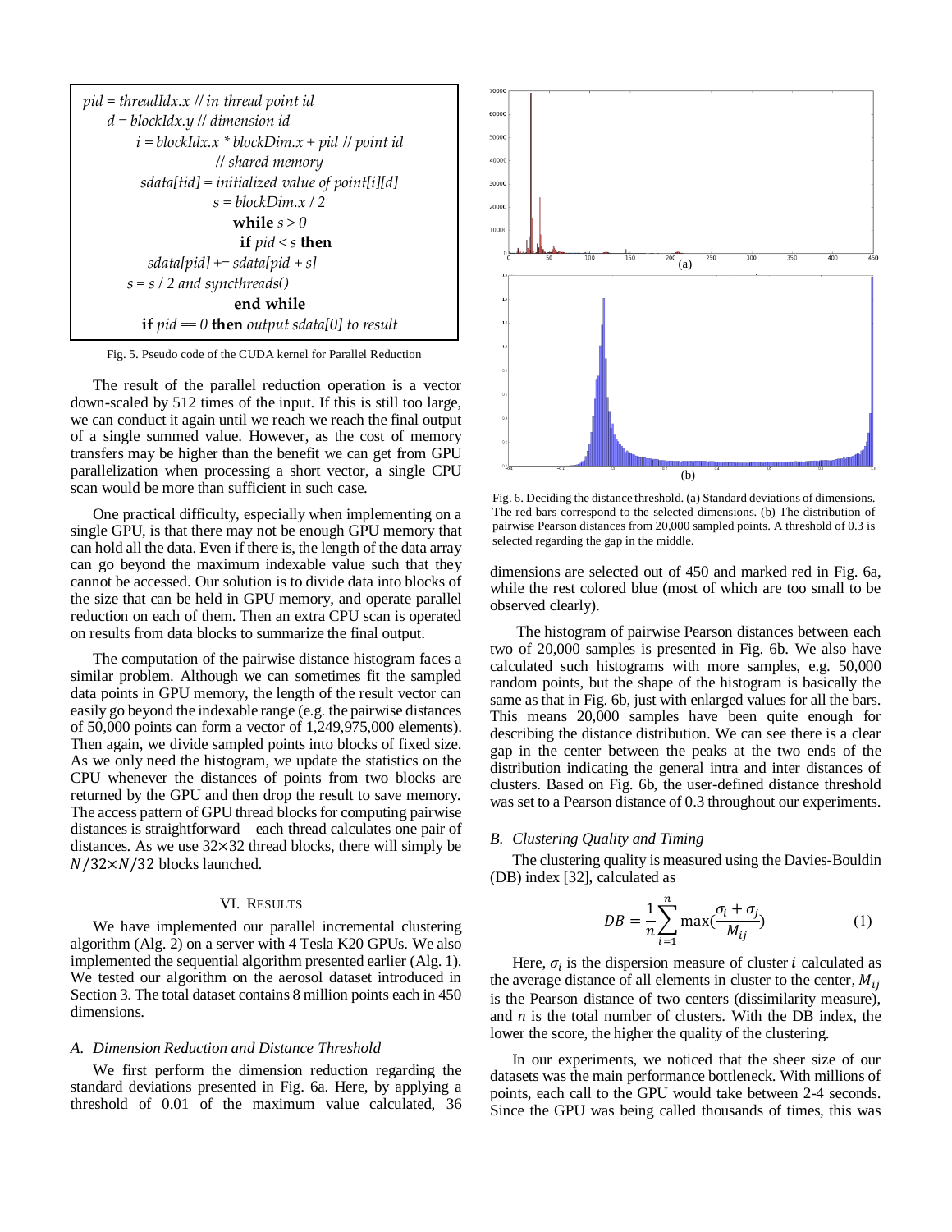```
pid = threadIdx.x // in thread point id
    d = blockIdx.y // dimension id
        i = blockIdx.x * blockDim.x + pid // point id
                // shared memory
        sdata[tid] = initialized value of point[i][d]
                s = blockDim.x / 2
                    while s > 0
                        if pid < s then
        sdata[pid] += sdata[pid + s]
    s = s / 2 and syncthreads()
                    end while
        if pid == 0 then output sdata[0] to result
```

Fig. 5. Pseudo code of the CUDA kernel for Parallel Reduction

The result of the parallel reduction operation is a vector down-scaled by 512 times of the input. If this is still too large, we can conduct it again until we reach we reach the final output of a single summed value. However, as the cost of memory transfers may be higher than the benefit we can get from GPU parallelization when processing a short vector, a single CPU scan would be more than sufficient in such case.

One practical difficulty, especially when implementing on a single GPU, is that there may not be enough GPU memory that can hold all the data. Even if there is, the length of the data array can go beyond the maximum indexable value such that they cannot be accessed. Our solution is to divide data into blocks of the size that can be held in GPU memory, and operate parallel reduction on each of them. Then an extra CPU scan is operated on results from data blocks to summarize the final output.

The computation of the pairwise distance histogram faces a similar problem. Although we can sometimes fit the sampled data points in GPU memory, the length of the result vector can easily go beyond the indexable range (e.g. the pairwise distances of 50,000 points can form a vector of 1,249,975,000 elements). Then again, we divide sampled points into blocks of fixed size. As we only need the histogram, we update the statistics on the CPU whenever the distances of points from two blocks are returned by the GPU and then drop the result to save memory. The access pattern of GPU thread blocks for computing pairwise distances is straightforward – each thread calculates one pair of distances. As we use 32×32 thread blocks, there will simply be $N/32{\times}N/32$ blocks launched.

## VI. Results

We have implemented our parallel incremental clustering algorithm (Alg. 2) on a server with 4 Tesla K20 GPUs. We also implemented the sequential algorithm presented earlier (Alg. 1). We tested our algorithm on the aerosol dataset introduced in Section 3. The total dataset contains 8 million points each in 450 dimensions.

### *A. Dimension Reduction and Distance Threshold*

We first perform the dimension reduction regarding the standard deviations presented in Fig. 6a. Here, by applying a threshold of 0.01 of the maximum value calculated, 36 dimensions are selected out of 450 and marked red in Fig. 6a, while the rest colored blue (most of which are too small to be observed clearly).

Fig. 6. Deciding the distance threshold. (a) Standard deviations of dimensions. The red bars correspond to the selected dimensions. (b) The distribution of pairwise Pearson distances from 20,000 sampled points. A threshold of 0.3 is selected regarding the gap in the middle.

The histogram of pairwise Pearson distances between each two of 20,000 samples is presented in Fig. 6b. We also have calculated such histograms with more samples, e.g. 50,000 random points, but the shape of the histogram is basically the same as that in Fig. 6b, just with enlarged values for all the bars. This means 20,000 samples have been quite enough for describing the distance distribution. We can see there is a clear gap in the center between the peaks at the two ends of the distribution indicating the general intra and inter distances of clusters. Based on Fig. 6b, the user-defined distance threshold was set to a Pearson distance of 0.3 throughout our experiments.

### *B. Clustering Quality and Timing*

The clustering quality is measured using the Davies-Bouldin (DB) index [32], calculated as

$$DB = \frac{1}{n}\sum_{i=1}^{n} \max\left(\frac{\sigma_i + \sigma_j}{M_{ij}}\right) \qquad (1)$$

Here, $\sigma_i$ is the dispersion measure of cluster $i$ calculated as the average distance of all elements in cluster to the center, $M_{ij}$ is the Pearson distance of two centers (dissimilarity measure), and $n$ is the total number of clusters. With the DB index, the lower the score, the higher the quality of the clustering.

In our experiments, we noticed that the sheer size of our datasets was the main performance bottleneck. With millions of points, each call to the GPU would take between 2-4 seconds. Since the GPU was being called thousands of times, this was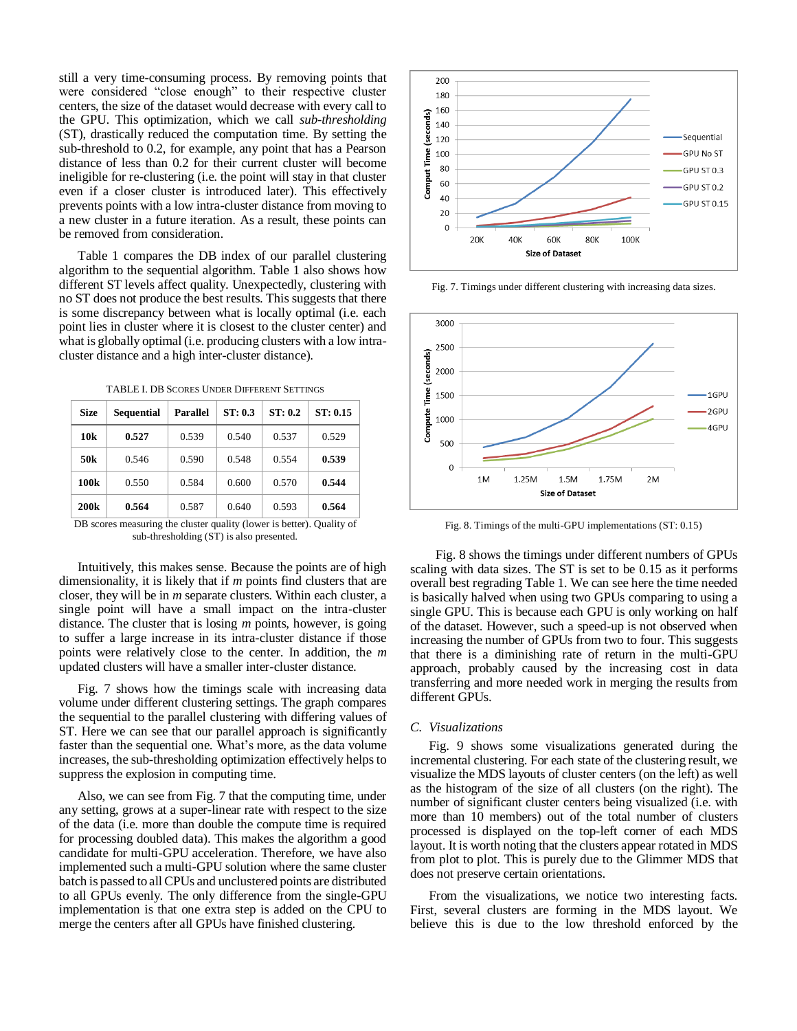still a very time-consuming process. By removing points that were considered “close enough” to their respective cluster centers, the size of the dataset would decrease with every call to the GPU. This optimization, which we call *sub-thresholding* (ST), drastically reduced the computation time. By setting the sub-threshold to 0.2, for example, any point that has a Pearson distance of less than 0.2 for their current cluster will become ineligible for re-clustering (i.e. the point will stay in that cluster even if a closer cluster is introduced later). This effectively prevents points with a low intra-cluster distance from moving to a new cluster in a future iteration. As a result, these points can be removed from consideration.

Table 1 compares the DB index of our parallel clustering algorithm to the sequential algorithm. Table 1 also shows how different ST levels affect quality. Unexpectedly, clustering with no ST does not produce the best results. This suggests that there is some discrepancy between what is locally optimal (i.e. each point lies in cluster where it is closest to the cluster center) and what is globally optimal (i.e. producing clusters with a low intra-cluster distance and a high inter-cluster distance).

TABLE I. DB SCORES UNDER DIFFERENT SETTINGS

| Size | Sequential | Parallel | ST: 0.3 | ST: 0.2 | ST: 0.15 |
|---|---|---|---|---|---|
| **10k** | **0.527** | 0.539 | 0.540 | 0.537 | 0.529 |
| **50k** | 0.546 | 0.590 | 0.548 | 0.554 | **0.539** |
| **100k** | 0.550 | 0.584 | 0.600 | 0.570 | **0.544** |
| **200k** | **0.564** | 0.587 | 0.640 | 0.593 | **0.564** |

DB scores measuring the cluster quality (lower is better). Quality of sub-thresholding (ST) is also presented.

Intuitively, this makes sense. Because the points are of high dimensionality, it is likely that if *m* points find clusters that are closer, they will be in *m* separate clusters. Within each cluster, a single point will have a small impact on the intra-cluster distance. The cluster that is losing *m* points, however, is going to suffer a large increase in its intra-cluster distance if those points were relatively close to the center. In addition, the *m* updated clusters will have a smaller inter-cluster distance.

Fig. 7 shows how the timings scale with increasing data volume under different clustering settings. The graph compares the sequential to the parallel clustering with differing values of ST. Here we can see that our parallel approach is significantly faster than the sequential one. What’s more, as the data volume increases, the sub-thresholding optimization effectively helps to suppress the explosion in computing time.

Also, we can see from Fig. 7 that the computing time, under any setting, grows at a super-linear rate with respect to the size of the data (i.e. more than double the compute time is required for processing doubled data). This makes the algorithm a good candidate for multi-GPU acceleration. Therefore, we have also implemented such a multi-GPU solution where the same cluster batch is passed to all CPUs and unclustered points are distributed to all GPUs evenly. The only difference from the single-GPU implementation is that one extra step is added on the CPU to merge the centers after all GPUs have finished clustering.

Fig. 7. Timings under different clustering with increasing data sizes.

Fig. 8. Timings of the multi-GPU implementations (ST: 0.15)

Fig. 8 shows the timings under different numbers of GPUs scaling with data sizes. The ST is set to be 0.15 as it performs overall best regrading Table 1. We can see here the time needed is basically halved when using two GPUs comparing to using a single GPU. This is because each GPU is only working on half of the dataset. However, such a speed-up is not observed when increasing the number of GPUs from two to four. This suggests that there is a diminishing rate of return in the multi-GPU approach, probably caused by the increasing cost in data transferring and more needed work in merging the results from different GPUs.

### C. Visualizations

Fig. 9 shows some visualizations generated during the incremental clustering. For each state of the clustering result, we visualize the MDS layouts of cluster centers (on the left) as well as the histogram of the size of all clusters (on the right). The number of significant cluster centers being visualized (i.e. with more than 10 members) out of the total number of clusters processed is displayed on the top-left corner of each MDS layout. It is worth noting that the clusters appear rotated in MDS from plot to plot. This is purely due to the Glimmer MDS that does not preserve certain orientations.

From the visualizations, we notice two interesting facts. First, several clusters are forming in the MDS layout. We believe this is due to the low threshold enforced by the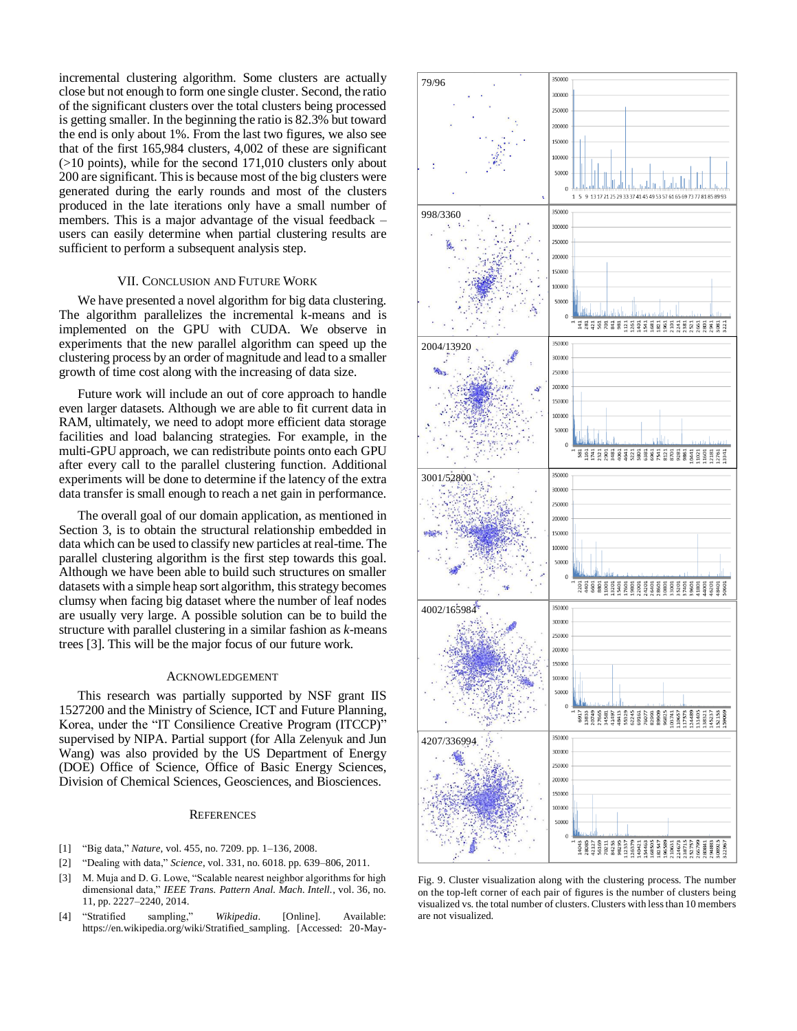incremental clustering algorithm. Some clusters are actually close but not enough to form one single cluster. Second, the ratio of the significant clusters over the total clusters being processed is getting smaller. In the beginning the ratio is 82.3% but toward the end is only about 1%. From the last two figures, we also see that of the first 165,984 clusters, 4,002 of these are significant (>10 points), while for the second 171,010 clusters only about 200 are significant. This is because most of the big clusters were generated during the early rounds and most of the clusters produced in the late iterations only have a small number of members. This is a major advantage of the visual feedback – users can easily determine when partial clustering results are sufficient to perform a subsequent analysis step.

## VII. Conclusion and Future Work

We have presented a novel algorithm for big data clustering. The algorithm parallelizes the incremental k-means and is implemented on the GPU with CUDA. We observe in experiments that the new parallel algorithm can speed up the clustering process by an order of magnitude and lead to a smaller growth of time cost along with the increasing of data size.

Future work will include an out of core approach to handle even larger datasets. Although we are able to fit current data in RAM, ultimately, we need to adopt more efficient data storage facilities and load balancing strategies. For example, in the multi-GPU approach, we can redistribute points onto each GPU after every call to the parallel clustering function. Additional experiments will be done to determine if the latency of the extra data transfer is small enough to reach a net gain in performance.

The overall goal of our domain application, as mentioned in Section 3, is to obtain the structural relationship embedded in data which can be used to classify new particles at real-time. The parallel clustering algorithm is the first step towards this goal. Although we have been able to build such structures on smaller datasets with a simple heap sort algorithm, this strategy becomes clumsy when facing big dataset where the number of leaf nodes are usually very large. A possible solution can be to build the structure with parallel clustering in a similar fashion as *k*-means trees [3]. This will be the major focus of our future work.

## Acknowledgement

This research was partially supported by NSF grant IIS 1527200 and the Ministry of Science, ICT and Future Planning, Korea, under the "IT Consilience Creative Program (ITCCP)" supervised by NIPA. Partial support (for Alla Zelenyuk and Jun Wang) was also provided by the US Department of Energy (DOE) Office of Science, Office of Basic Energy Sciences, Division of Chemical Sciences, Geosciences, and Biosciences.

## References

[1] "Big data," *Nature*, vol. 455, no. 7209. pp. 1–136, 2008.

[2] "Dealing with data," *Science*, vol. 331, no. 6018. pp. 639–806, 2011.

[3] M. Muja and D. G. Lowe, "Scalable nearest neighbor algorithms for high dimensional data," *IEEE Trans. Pattern Anal. Mach. Intell.*, vol. 36, no. 11, pp. 2227–2240, 2014.

[4] "Stratified sampling," *Wikipedia*. [Online]. Available: https://en.wikipedia.org/wiki/Stratified_sampling. [Accessed: 20-May-

Fig. 9. Cluster visualization along with the clustering process. The number on the top-left corner of each pair of figures is the number of clusters being visualized vs. the total number of clusters. Clusters with less than 10 members are not visualized.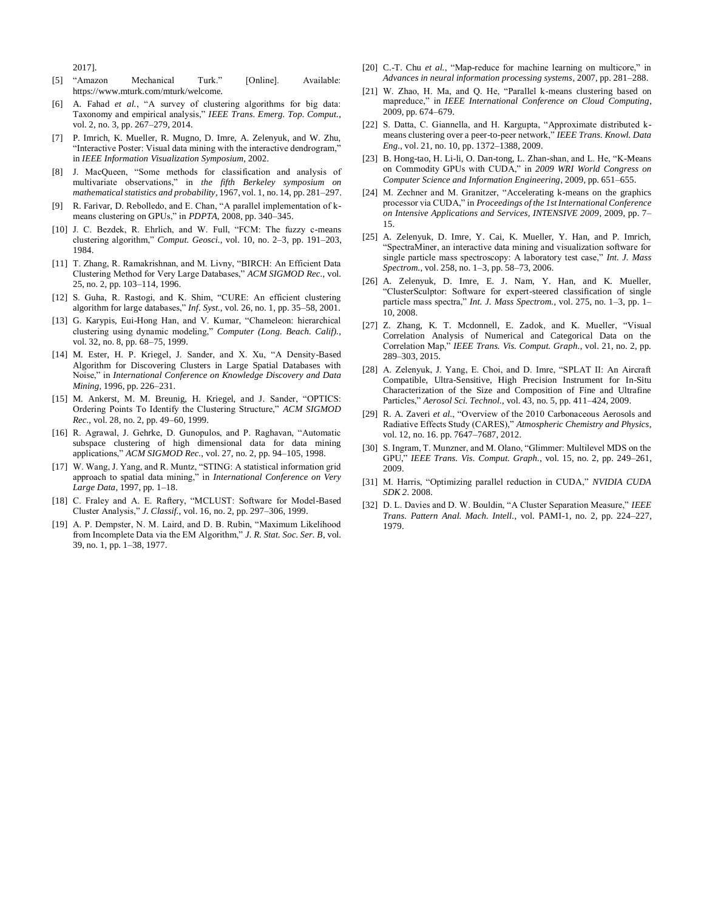2017].

[5] "Amazon Mechanical Turk." [Online]. Available: https://www.mturk.com/mturk/welcome.

[6] A. Fahad *et al.*, "A survey of clustering algorithms for big data: Taxonomy and empirical analysis," *IEEE Trans. Emerg. Top. Comput.*, vol. 2, no. 3, pp. 267–279, 2014.

[7] P. Imrich, K. Mueller, R. Mugno, D. Imre, A. Zelenyuk, and W. Zhu, "Interactive Poster: Visual data mining with the interactive dendrogram," in *IEEE Information Visualization Symposium*, 2002.

[8] J. MacQueen, "Some methods for classification and analysis of multivariate observations," in *the fifth Berkeley symposium on mathematical statistics and probability*, 1967, vol. 1, no. 14, pp. 281–297.

[9] R. Farivar, D. Rebolledo, and E. Chan, "A parallel implementation of k-means clustering on GPUs," in *PDPTA*, 2008, pp. 340–345.

[10] J. C. Bezdek, R. Ehrlich, and W. Full, "FCM: The fuzzy c-means clustering algorithm," *Comput. Geosci.*, vol. 10, no. 2–3, pp. 191–203, 1984.

[11] T. Zhang, R. Ramakrishnan, and M. Livny, "BIRCH: An Efficient Data Clustering Method for Very Large Databases," *ACM SIGMOD Rec.*, vol. 25, no. 2, pp. 103–114, 1996.

[12] S. Guha, R. Rastogi, and K. Shim, "CURE: An efficient clustering algorithm for large databases," *Inf. Syst.*, vol. 26, no. 1, pp. 35–58, 2001.

[13] G. Karypis, Eui-Hong Han, and V. Kumar, "Chameleon: hierarchical clustering using dynamic modeling," *Computer (Long. Beach. Calif).*, vol. 32, no. 8, pp. 68–75, 1999.

[14] M. Ester, H. P. Kriegel, J. Sander, and X. Xu, "A Density-Based Algorithm for Discovering Clusters in Large Spatial Databases with Noise," in *International Conference on Knowledge Discovery and Data Mining*, 1996, pp. 226–231.

[15] M. Ankerst, M. M. Breunig, H. Kriegel, and J. Sander, "OPTICS: Ordering Points To Identify the Clustering Structure," *ACM SIGMOD Rec.*, vol. 28, no. 2, pp. 49–60, 1999.

[16] R. Agrawal, J. Gehrke, D. Gunopulos, and P. Raghavan, "Automatic subspace clustering of high dimensional data for data mining applications," *ACM SIGMOD Rec.*, vol. 27, no. 2, pp. 94–105, 1998.

[17] W. Wang, J. Yang, and R. Muntz, "STING: A statistical information grid approach to spatial data mining," in *International Conference on Very Large Data*, 1997, pp. 1–18.

[18] C. Fraley and A. E. Raftery, "MCLUST: Software for Model-Based Cluster Analysis," *J. Classif.*, vol. 16, no. 2, pp. 297–306, 1999.

[19] A. P. Dempster, N. M. Laird, and D. B. Rubin, "Maximum Likelihood from Incomplete Data via the EM Algorithm," *J. R. Stat. Soc. Ser. B*, vol. 39, no. 1, pp. 1–38, 1977.

[20] C.-T. Chu *et al.*, "Map-reduce for machine learning on multicore," in *Advances in neural information processing systems*, 2007, pp. 281–288.

[21] W. Zhao, H. Ma, and Q. He, "Parallel k-means clustering based on mapreduce," in *IEEE International Conference on Cloud Computing*, 2009, pp. 674–679.

[22] S. Datta, C. Giannella, and H. Kargupta, "Approximate distributed k-means clustering over a peer-to-peer network," *IEEE Trans. Knowl. Data Eng.*, vol. 21, no. 10, pp. 1372–1388, 2009.

[23] B. Hong-tao, H. Li-li, O. Dan-tong, L. Zhan-shan, and L. He, "K-Means on Commodity GPUs with CUDA," in *2009 WRI World Congress on Computer Science and Information Engineering*, 2009, pp. 651–655.

[24] M. Zechner and M. Granitzer, "Accelerating k-means on the graphics processor via CUDA," in *Proceedings of the 1st International Conference on Intensive Applications and Services, INTENSIVE 2009*, 2009, pp. 7–15.

[25] A. Zelenyuk, D. Imre, Y. Cai, K. Mueller, Y. Han, and P. Imrich, "SpectraMiner, an interactive data mining and visualization software for single particle mass spectroscopy: A laboratory test case," *Int. J. Mass Spectrom.*, vol. 258, no. 1–3, pp. 58–73, 2006.

[26] A. Zelenyuk, D. Imre, E. J. Nam, Y. Han, and K. Mueller, "ClusterSculptor: Software for expert-steered classification of single particle mass spectra," *Int. J. Mass Spectrom.*, vol. 275, no. 1–3, pp. 1–10, 2008.

[27] Z. Zhang, K. T. Mcdonnell, E. Zadok, and K. Mueller, "Visual Correlation Analysis of Numerical and Categorical Data on the Correlation Map," *IEEE Trans. Vis. Comput. Graph.*, vol. 21, no. 2, pp. 289–303, 2015.

[28] A. Zelenyuk, J. Yang, E. Choi, and D. Imre, "SPLAT II: An Aircraft Compatible, Ultra-Sensitive, High Precision Instrument for In-Situ Characterization of the Size and Composition of Fine and Ultrafine Particles," *Aerosol Sci. Technol.*, vol. 43, no. 5, pp. 411–424, 2009.

[29] R. A. Zaveri *et al.*, "Overview of the 2010 Carbonaceous Aerosols and Radiative Effects Study (CARES)," *Atmospheric Chemistry and Physics*, vol. 12, no. 16. pp. 7647–7687, 2012.

[30] S. Ingram, T. Munzner, and M. Olano, "Glimmer: Multilevel MDS on the GPU," *IEEE Trans. Vis. Comput. Graph.*, vol. 15, no. 2, pp. 249–261, 2009.

[31] M. Harris, "Optimizing parallel reduction in CUDA," *NVIDIA CUDA SDK 2*. 2008.

[32] D. L. Davies and D. W. Bouldin, "A Cluster Separation Measure," *IEEE Trans. Pattern Anal. Mach. Intell.*, vol. PAMI-1, no. 2, pp. 224–227, 1979.